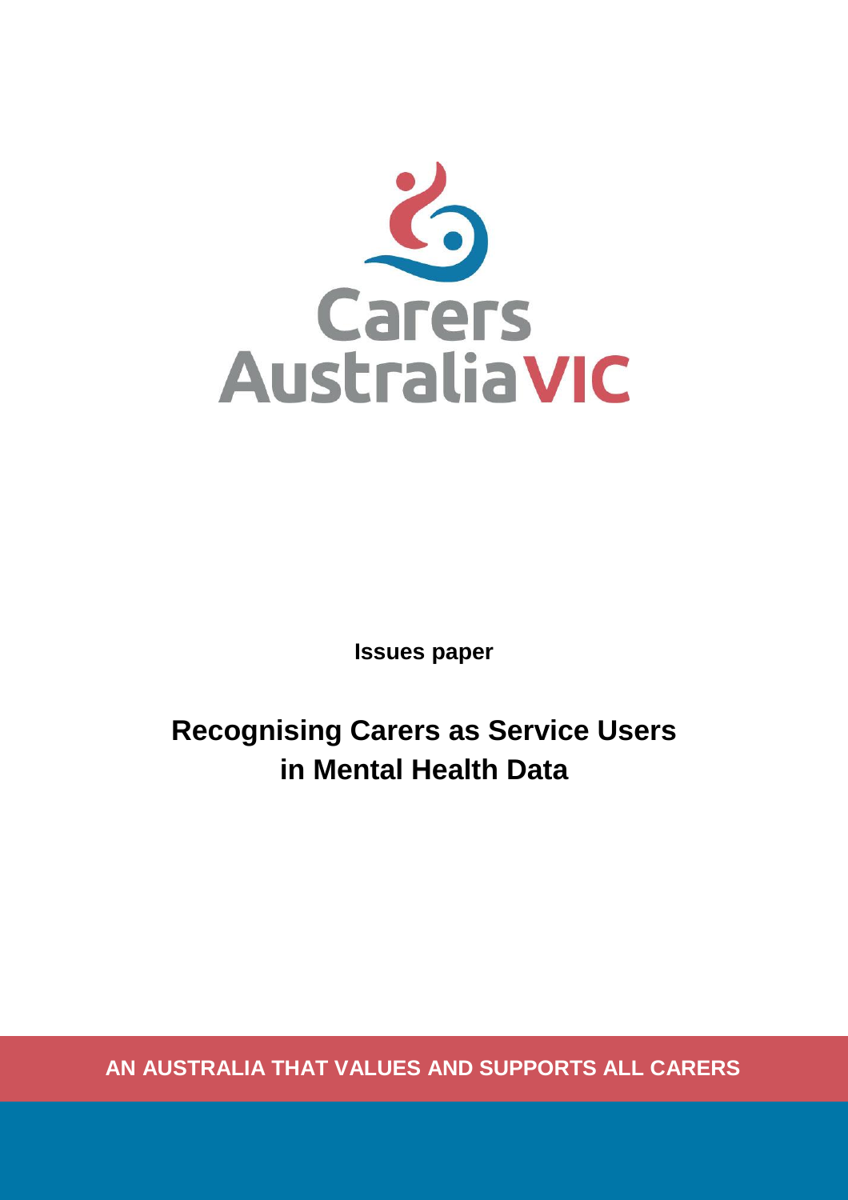Carers Australia VIC

**Issues paper**

# Recognising Carers as Service Users in Mental Health Data

**AN AUSTRALIA THAT VALUES AND SUPPORTS ALL CARERS**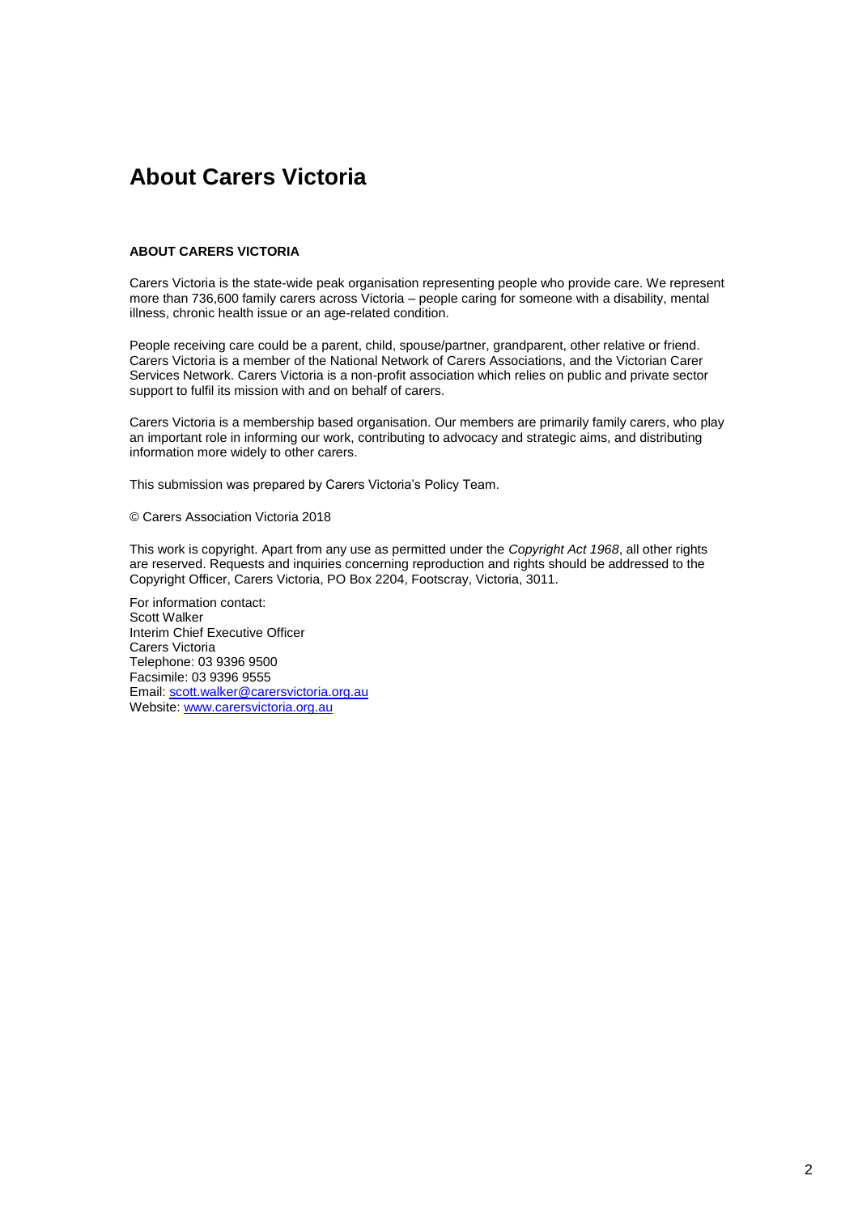# About Carers Victoria

**ABOUT CARERS VICTORIA**

Carers Victoria is the state-wide peak organisation representing people who provide care. We represent more than 736,600 family carers across Victoria – people caring for someone with a disability, mental illness, chronic health issue or an age-related condition.

People receiving care could be a parent, child, spouse/partner, grandparent, other relative or friend. Carers Victoria is a member of the National Network of Carers Associations, and the Victorian Carer Services Network. Carers Victoria is a non-profit association which relies on public and private sector support to fulfil its mission with and on behalf of carers.

Carers Victoria is a membership based organisation. Our members are primarily family carers, who play an important role in informing our work, contributing to advocacy and strategic aims, and distributing information more widely to other carers.

This submission was prepared by Carers Victoria's Policy Team.

© Carers Association Victoria 2018

This work is copyright. Apart from any use as permitted under the *Copyright Act 1968*, all other rights are reserved. Requests and inquiries concerning reproduction and rights should be addressed to the Copyright Officer, Carers Victoria, PO Box 2204, Footscray, Victoria, 3011.

For information contact:
Scott Walker
Interim Chief Executive Officer
Carers Victoria
Telephone: 03 9396 9500
Facsimile: 03 9396 9555
Email: scott.walker@carersvictoria.org.au
Website: www.carersvictoria.org.au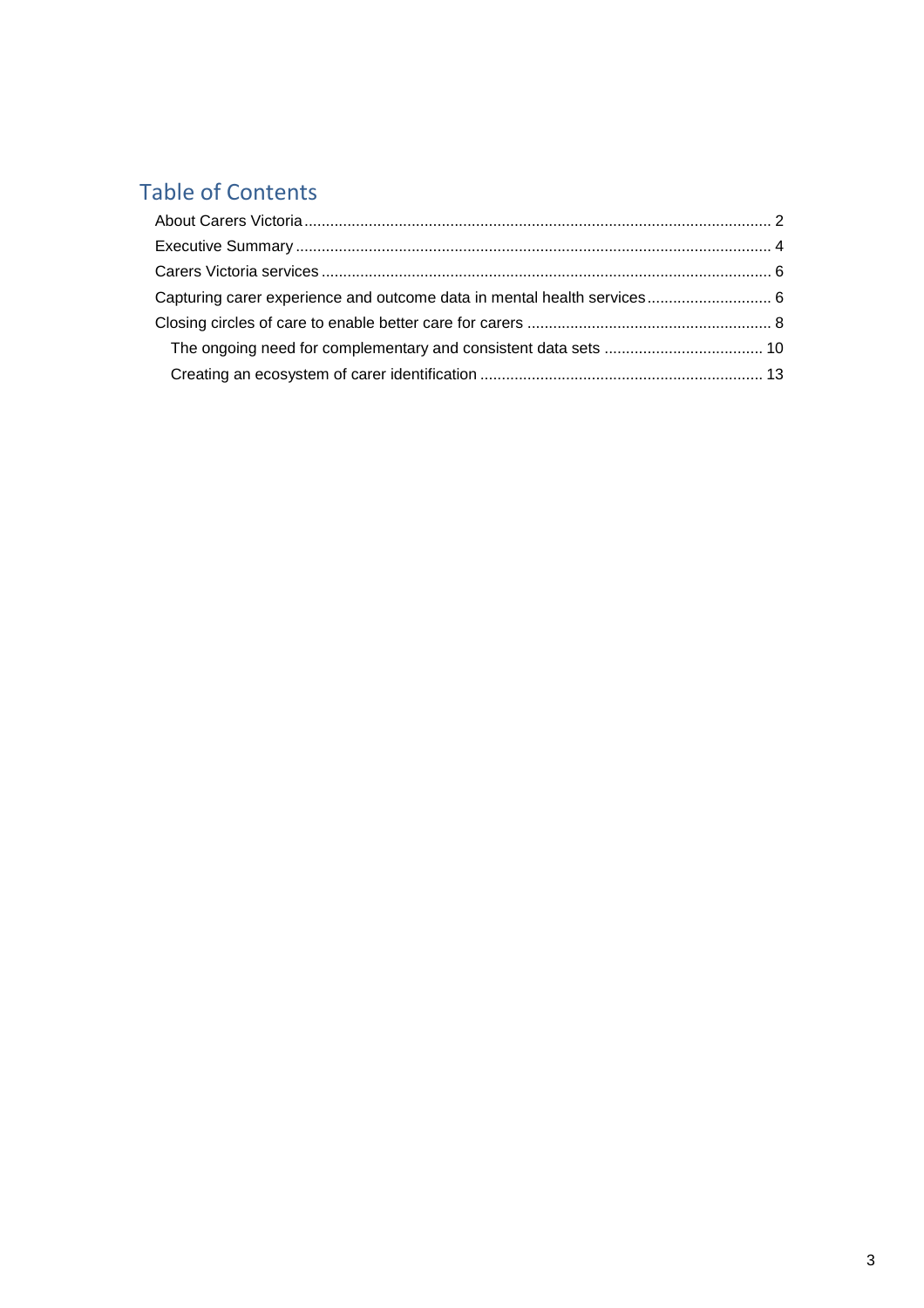# Table of Contents

About Carers Victoria ........................................................................................................ 2
Executive Summary ........................................................................................................... 4
Carers Victoria services ..................................................................................................... 6
Capturing carer experience and outcome data in mental health services ............................ 6
Closing circles of care to enable better care for carers ........................................................ 8
- The ongoing need for complementary and consistent data sets .................................... 10
- Creating an ecosystem of carer identification ................................................................ 13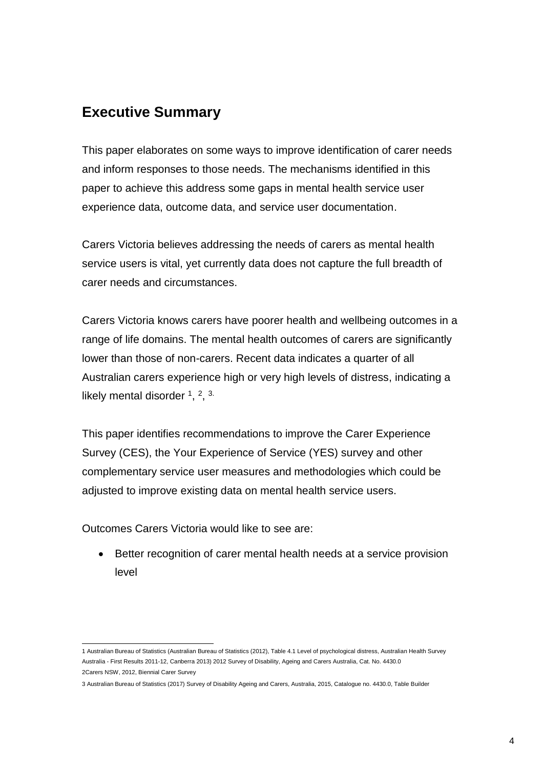## Executive Summary

This paper elaborates on some ways to improve identification of carer needs and inform responses to those needs. The mechanisms identified in this paper to achieve this address some gaps in mental health service user experience data, outcome data, and service user documentation.

Carers Victoria believes addressing the needs of carers as mental health service users is vital, yet currently data does not capture the full breadth of carer needs and circumstances.

Carers Victoria knows carers have poorer health and wellbeing outcomes in a range of life domains. The mental health outcomes of carers are significantly lower than those of non-carers. Recent data indicates a quarter of all Australian carers experience high or very high levels of distress, indicating a likely mental disorder [1], [2], [3].

This paper identifies recommendations to improve the Carer Experience Survey (CES), the Your Experience of Service (YES) survey and other complementary service user measures and methodologies which could be adjusted to improve existing data on mental health service users.

Outcomes Carers Victoria would like to see are:

- Better recognition of carer mental health needs at a service provision level

---

1 Australian Bureau of Statistics (Australian Bureau of Statistics (2012), Table 4.1 Level of psychological distress, Australian Health Survey Australia - First Results 2011-12, Canberra 2013) 2012 Survey of Disability, Ageing and Carers Australia, Cat. No. 4430.0

2Carers NSW, 2012, Biennial Carer Survey

3 Australian Bureau of Statistics (2017) Survey of Disability Ageing and Carers, Australia, 2015, Catalogue no. 4430.0, Table Builder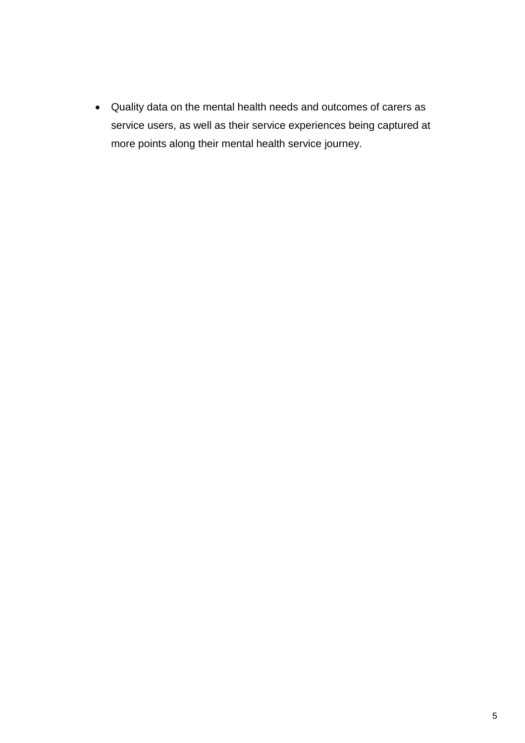- Quality data on the mental health needs and outcomes of carers as service users, as well as their service experiences being captured at more points along their mental health service journey.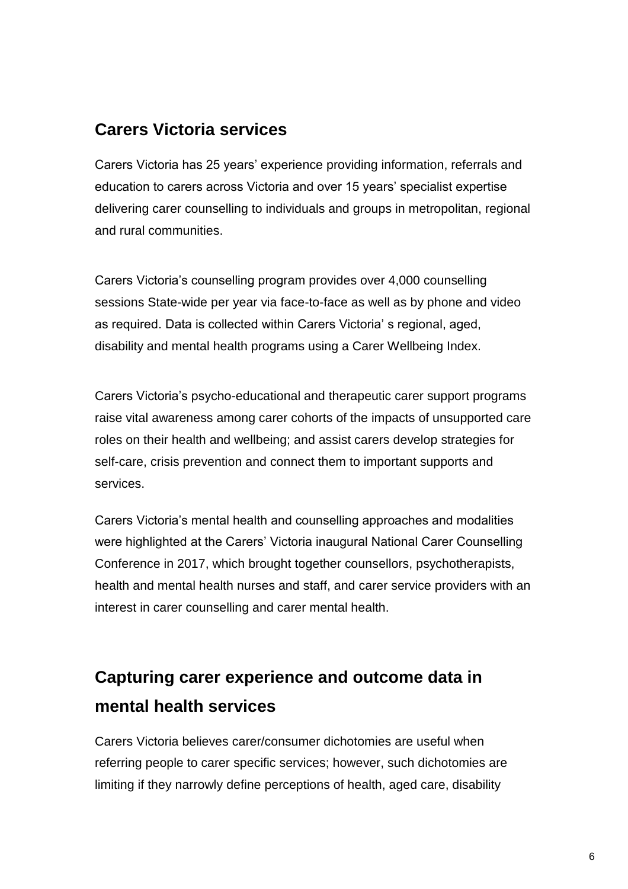## Carers Victoria services

Carers Victoria has 25 years' experience providing information, referrals and education to carers across Victoria and over 15 years' specialist expertise delivering carer counselling to individuals and groups in metropolitan, regional and rural communities.

Carers Victoria's counselling program provides over 4,000 counselling sessions State-wide per year via face-to-face as well as by phone and video as required. Data is collected within Carers Victoria' s regional, aged, disability and mental health programs using a Carer Wellbeing Index.

Carers Victoria's psycho-educational and therapeutic carer support programs raise vital awareness among carer cohorts of the impacts of unsupported care roles on their health and wellbeing; and assist carers develop strategies for self-care, crisis prevention and connect them to important supports and services.

Carers Victoria's mental health and counselling approaches and modalities were highlighted at the Carers' Victoria inaugural National Carer Counselling Conference in 2017, which brought together counsellors, psychotherapists, health and mental health nurses and staff, and carer service providers with an interest in carer counselling and carer mental health.

## Capturing carer experience and outcome data in mental health services

Carers Victoria believes carer/consumer dichotomies are useful when referring people to carer specific services; however, such dichotomies are limiting if they narrowly define perceptions of health, aged care, disability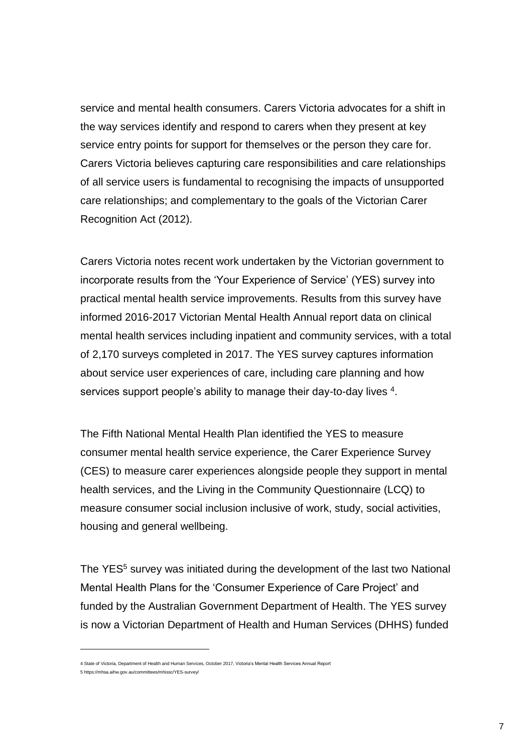service and mental health consumers. Carers Victoria advocates for a shift in the way services identify and respond to carers when they present at key service entry points for support for themselves or the person they care for. Carers Victoria believes capturing care responsibilities and care relationships of all service users is fundamental to recognising the impacts of unsupported care relationships; and complementary to the goals of the Victorian Carer Recognition Act (2012).

Carers Victoria notes recent work undertaken by the Victorian government to incorporate results from the 'Your Experience of Service' (YES) survey into practical mental health service improvements. Results from this survey have informed 2016-2017 Victorian Mental Health Annual report data on clinical mental health services including inpatient and community services, with a total of 2,170 surveys completed in 2017. The YES survey captures information about service user experiences of care, including care planning and how services support people's ability to manage their day-to-day lives [4].

The Fifth National Mental Health Plan identified the YES to measure consumer mental health service experience, the Carer Experience Survey (CES) to measure carer experiences alongside people they support in mental health services, and the Living in the Community Questionnaire (LCQ) to measure consumer social inclusion inclusive of work, study, social activities, housing and general wellbeing.

The YES[5] survey was initiated during the development of the last two National Mental Health Plans for the 'Consumer Experience of Care Project' and funded by the Australian Government Department of Health. The YES survey is now a Victorian Department of Health and Human Services (DHHS) funded

---

4 State of Victoria, Department of Health and Human Services, October 2017, Victoria's Mental Health Services Annual Report

5 https://mhsa.aihw.gov.au/committees/mhissc/YES-survey/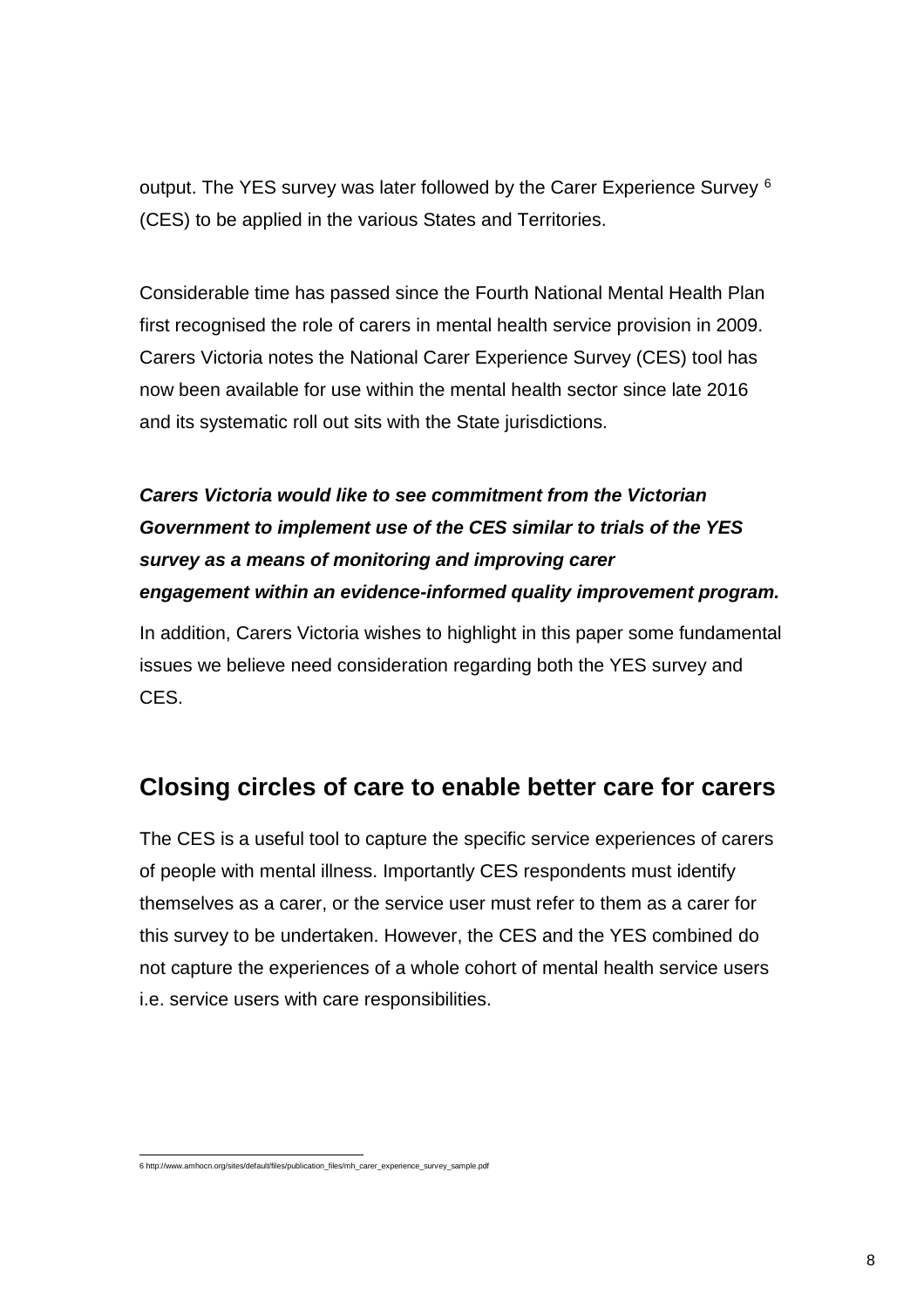output. The YES survey was later followed by the Carer Experience Survey [6] (CES) to be applied in the various States and Territories.

Considerable time has passed since the Fourth National Mental Health Plan first recognised the role of carers in mental health service provision in 2009. Carers Victoria notes the National Carer Experience Survey (CES) tool has now been available for use within the mental health sector since late 2016 and its systematic roll out sits with the State jurisdictions.

***Carers Victoria would like to see commitment from the Victorian Government to implement use of the CES similar to trials of the YES survey as a means of monitoring and improving carer engagement within an evidence-informed quality improvement program.***

In addition, Carers Victoria wishes to highlight in this paper some fundamental issues we believe need consideration regarding both the YES survey and CES.

## Closing circles of care to enable better care for carers

The CES is a useful tool to capture the specific service experiences of carers of people with mental illness. Importantly CES respondents must identify themselves as a carer, or the service user must refer to them as a carer for this survey to be undertaken. However, the CES and the YES combined do not capture the experiences of a whole cohort of mental health service users i.e. service users with care responsibilities.

6 http://www.amhocn.org/sites/default/files/publication_files/mh_carer_experience_survey_sample.pdf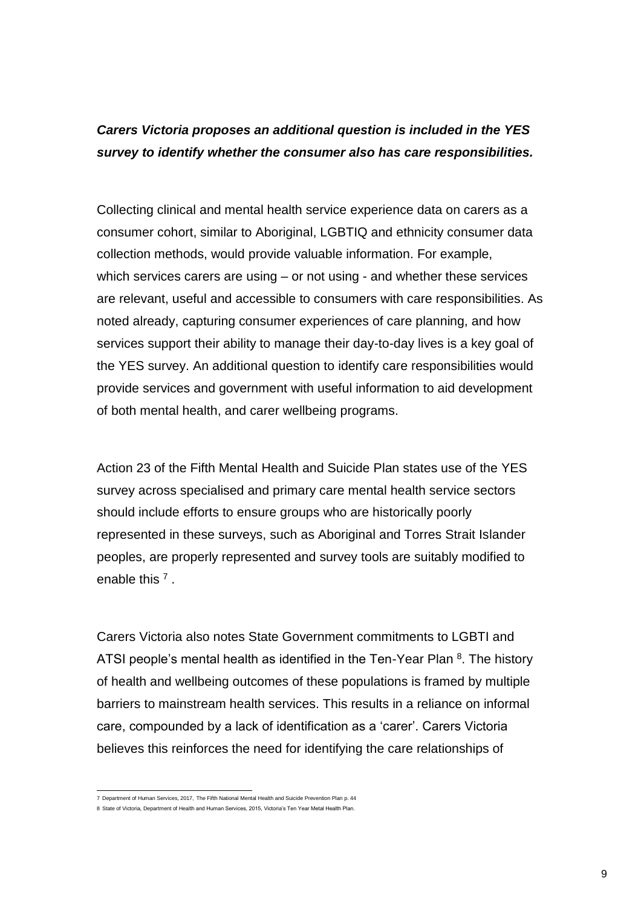***Carers Victoria proposes an additional question is included in the YES survey to identify whether the consumer also has care responsibilities.***

Collecting clinical and mental health service experience data on carers as a consumer cohort, similar to Aboriginal, LGBTIQ and ethnicity consumer data collection methods, would provide valuable information. For example, which services carers are using – or not using - and whether these services are relevant, useful and accessible to consumers with care responsibilities. As noted already, capturing consumer experiences of care planning, and how services support their ability to manage their day-to-day lives is a key goal of the YES survey. An additional question to identify care responsibilities would provide services and government with useful information to aid development of both mental health, and carer wellbeing programs.

Action 23 of the Fifth Mental Health and Suicide Plan states use of the YES survey across specialised and primary care mental health service sectors should include efforts to ensure groups who are historically poorly represented in these surveys, such as Aboriginal and Torres Strait Islander peoples, are properly represented and survey tools are suitably modified to enable this [7] .

Carers Victoria also notes State Government commitments to LGBTI and ATSI people's mental health as identified in the Ten-Year Plan [8]. The history of health and wellbeing outcomes of these populations is framed by multiple barriers to mainstream health services. This results in a reliance on informal care, compounded by a lack of identification as a 'carer'. Carers Victoria believes this reinforces the need for identifying the care relationships of

---

7 Department of Human Services, 2017, The Fifth National Mental Health and Suicide Prevention Plan p. 44

8 State of Victoria, Department of Health and Human Services, 2015, Victoria's Ten Year Metal Health Plan.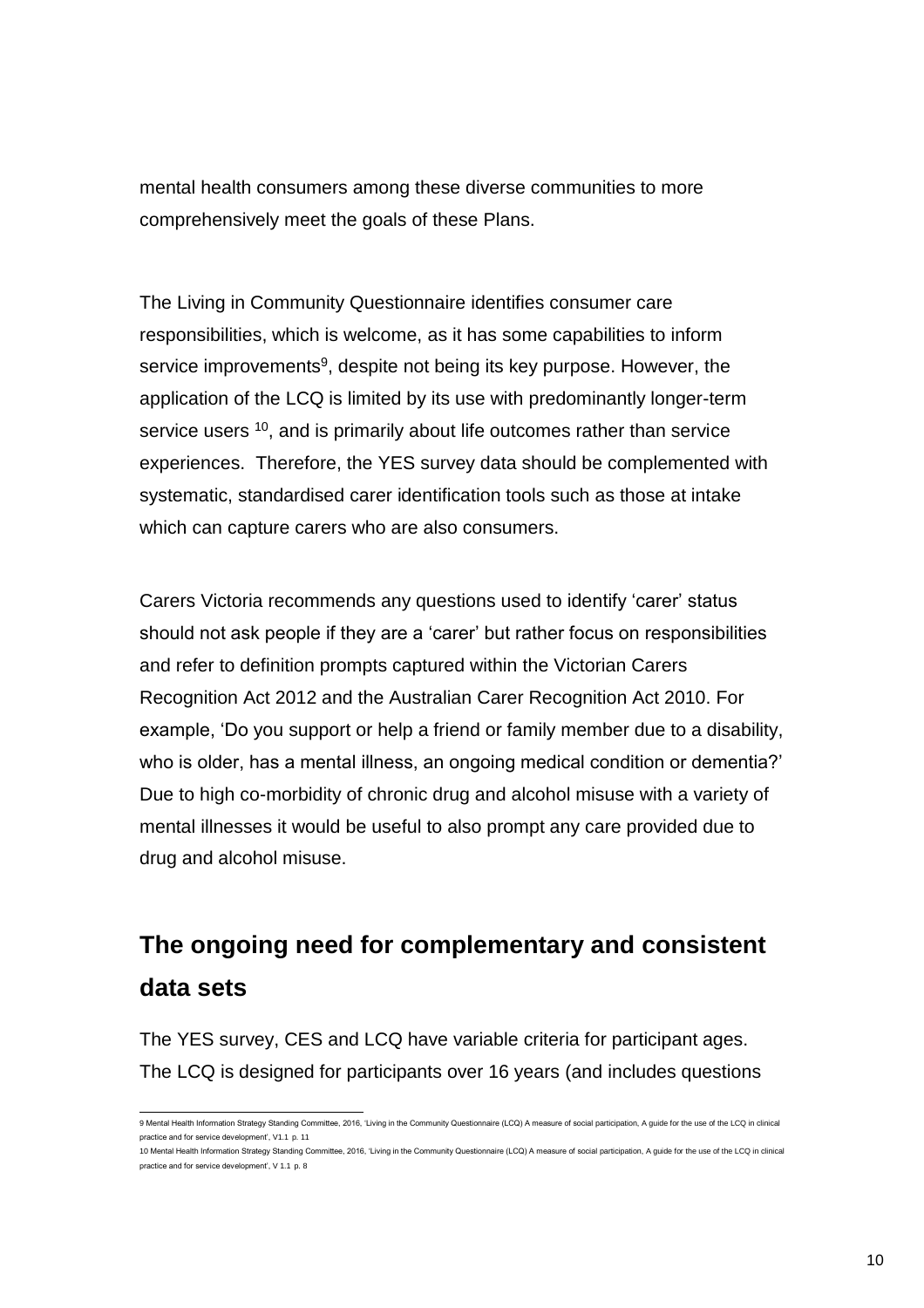mental health consumers among these diverse communities to more comprehensively meet the goals of these Plans.

The Living in Community Questionnaire identifies consumer care responsibilities, which is welcome, as it has some capabilities to inform service improvements[9], despite not being its key purpose. However, the application of the LCQ is limited by its use with predominantly longer-term service users [10], and is primarily about life outcomes rather than service experiences. Therefore, the YES survey data should be complemented with systematic, standardised carer identification tools such as those at intake which can capture carers who are also consumers.

Carers Victoria recommends any questions used to identify 'carer' status should not ask people if they are a 'carer' but rather focus on responsibilities and refer to definition prompts captured within the Victorian Carers Recognition Act 2012 and the Australian Carer Recognition Act 2010. For example, 'Do you support or help a friend or family member due to a disability, who is older, has a mental illness, an ongoing medical condition or dementia?' Due to high co-morbidity of chronic drug and alcohol misuse with a variety of mental illnesses it would be useful to also prompt any care provided due to drug and alcohol misuse.

## The ongoing need for complementary and consistent data sets

The YES survey, CES and LCQ have variable criteria for participant ages. The LCQ is designed for participants over 16 years (and includes questions

---

9 Mental Health Information Strategy Standing Committee, 2016, 'Living in the Community Questionnaire (LCQ) A measure of social participation, A guide for the use of the LCQ in clinical practice and for service development', V1.1 p. 11

10 Mental Health Information Strategy Standing Committee, 2016, 'Living in the Community Questionnaire (LCQ) A measure of social participation, A guide for the use of the LCQ in clinical practice and for service development', V 1.1 p. 8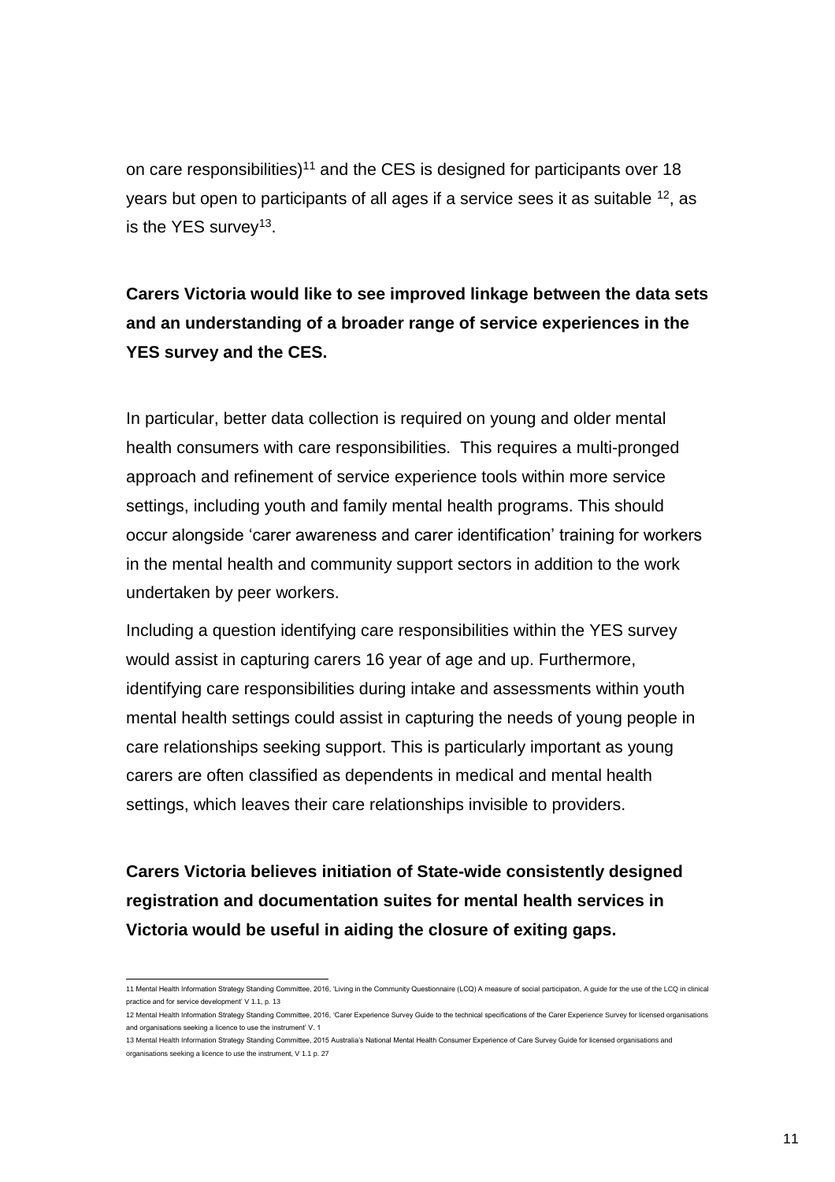on care responsibilities)[11] and the CES is designed for participants over 18 years but open to participants of all ages if a service sees it as suitable [12], as is the YES survey[13].

**Carers Victoria would like to see improved linkage between the data sets and an understanding of a broader range of service experiences in the YES survey and the CES.**

In particular, better data collection is required on young and older mental health consumers with care responsibilities. This requires a multi-pronged approach and refinement of service experience tools within more service settings, including youth and family mental health programs. This should occur alongside 'carer awareness and carer identification' training for workers in the mental health and community support sectors in addition to the work undertaken by peer workers.

Including a question identifying care responsibilities within the YES survey would assist in capturing carers 16 year of age and up. Furthermore, identifying care responsibilities during intake and assessments within youth mental health settings could assist in capturing the needs of young people in care relationships seeking support. This is particularly important as young carers are often classified as dependents in medical and mental health settings, which leaves their care relationships invisible to providers.

**Carers Victoria believes initiation of State-wide consistently designed registration and documentation suites for mental health services in Victoria would be useful in aiding the closure of exiting gaps.**

---

11 Mental Health Information Strategy Standing Committee, 2016, 'Living in the Community Questionnaire (LCQ) A measure of social participation, A guide for the use of the LCQ in clinical practice and for service development' V 1.1, p. 13

12 Mental Health Information Strategy Standing Committee, 2016, 'Carer Experience Survey Guide to the technical specifications of the Carer Experience Survey for licensed organisations and organisations seeking a licence to use the instrument' V. 1

13 Mental Health Information Strategy Standing Committee, 2015 Australia's National Mental Health Consumer Experience of Care Survey Guide for licensed organisations and organisations seeking a licence to use the instrument, V 1.1 p. 27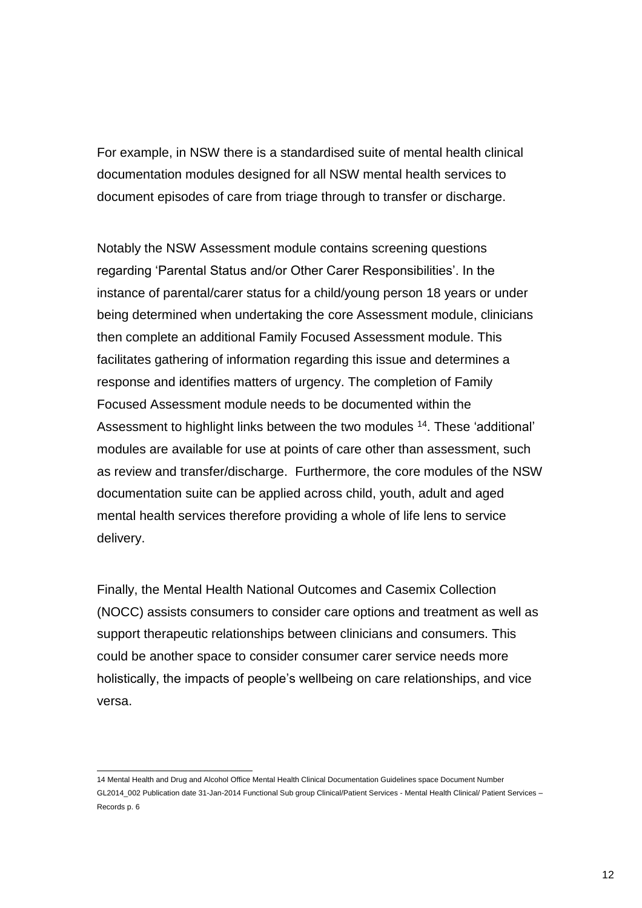For example, in NSW there is a standardised suite of mental health clinical documentation modules designed for all NSW mental health services to document episodes of care from triage through to transfer or discharge.

Notably the NSW Assessment module contains screening questions regarding 'Parental Status and/or Other Carer Responsibilities'. In the instance of parental/carer status for a child/young person 18 years or under being determined when undertaking the core Assessment module, clinicians then complete an additional Family Focused Assessment module. This facilitates gathering of information regarding this issue and determines a response and identifies matters of urgency. The completion of Family Focused Assessment module needs to be documented within the Assessment to highlight links between the two modules [14]. These 'additional' modules are available for use at points of care other than assessment, such as review and transfer/discharge. Furthermore, the core modules of the NSW documentation suite can be applied across child, youth, adult and aged mental health services therefore providing a whole of life lens to service delivery.

Finally, the Mental Health National Outcomes and Casemix Collection (NOCC) assists consumers to consider care options and treatment as well as support therapeutic relationships between clinicians and consumers. This could be another space to consider consumer carer service needs more holistically, the impacts of people's wellbeing on care relationships, and vice versa.

---

14 Mental Health and Drug and Alcohol Office Mental Health Clinical Documentation Guidelines space Document Number GL2014_002 Publication date 31-Jan-2014 Functional Sub group Clinical/Patient Services - Mental Health Clinical/ Patient Services – Records p. 6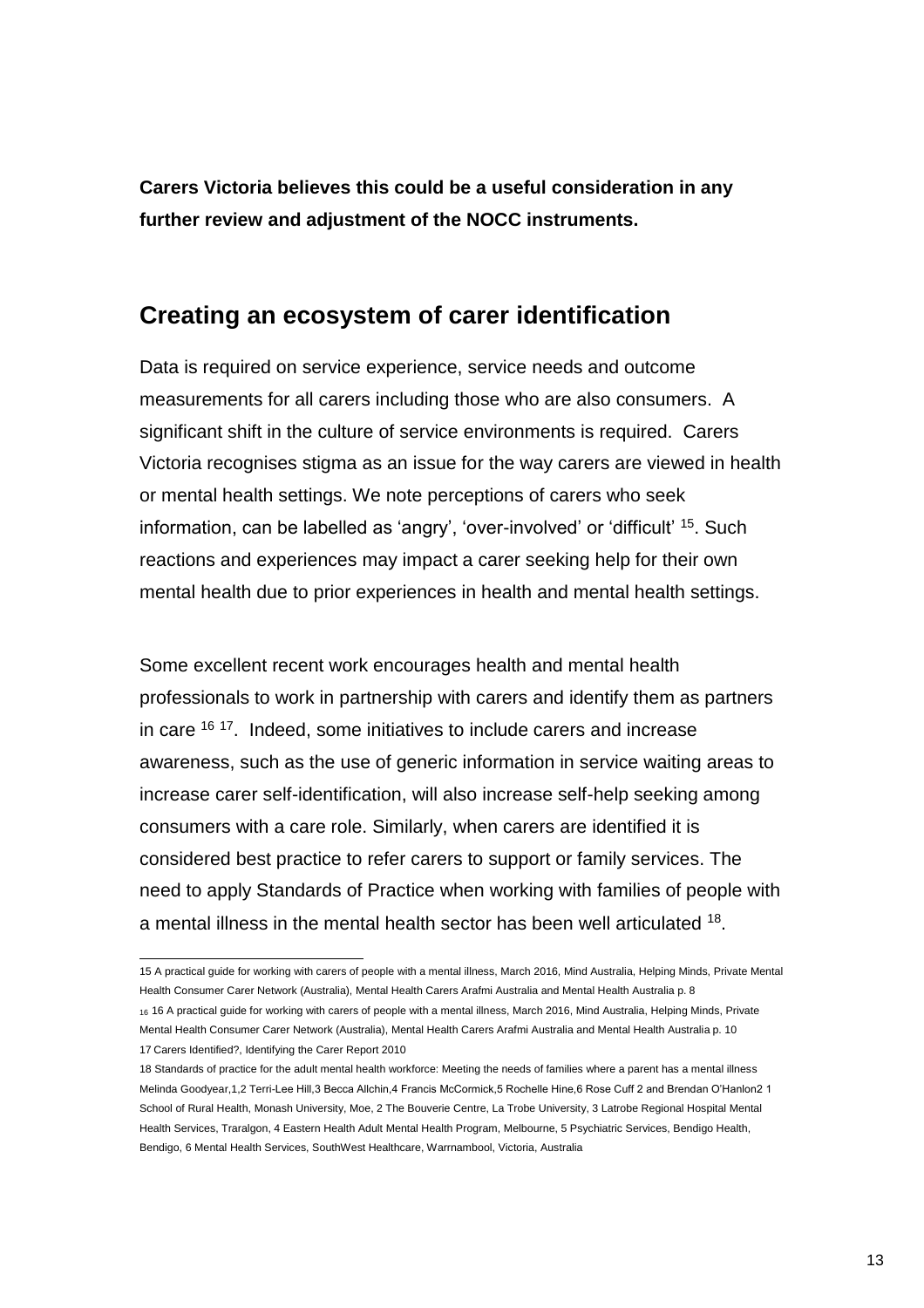**Carers Victoria believes this could be a useful consideration in any further review and adjustment of the NOCC instruments.**

## Creating an ecosystem of carer identification

Data is required on service experience, service needs and outcome measurements for all carers including those who are also consumers. A significant shift in the culture of service environments is required. Carers Victoria recognises stigma as an issue for the way carers are viewed in health or mental health settings. We note perceptions of carers who seek information, can be labelled as 'angry', 'over-involved' or 'difficult' [15]. Such reactions and experiences may impact a carer seeking help for their own mental health due to prior experiences in health and mental health settings.

Some excellent recent work encourages health and mental health professionals to work in partnership with carers and identify them as partners in care [16] [17]. Indeed, some initiatives to include carers and increase awareness, such as the use of generic information in service waiting areas to increase carer self-identification, will also increase self-help seeking among consumers with a care role. Similarly, when carers are identified it is considered best practice to refer carers to support or family services. The need to apply Standards of Practice when working with families of people with a mental illness in the mental health sector has been well articulated [18].

---

15 A practical guide for working with carers of people with a mental illness, March 2016, Mind Australia, Helping Minds, Private Mental Health Consumer Carer Network (Australia), Mental Health Carers Arafmi Australia and Mental Health Australia p. 8

16 A practical guide for working with carers of people with a mental illness, March 2016, Mind Australia, Helping Minds, Private Mental Health Consumer Carer Network (Australia), Mental Health Carers Arafmi Australia and Mental Health Australia p. 10

17 Carers Identified?, Identifying the Carer Report 2010

18 Standards of practice for the adult mental health workforce: Meeting the needs of families where a parent has a mental illness Melinda Goodyear,1,2 Terri-Lee Hill,3 Becca Allchin,4 Francis McCormick,5 Rochelle Hine,6 Rose Cuff 2 and Brendan O'Hanlon2 1 School of Rural Health, Monash University, Moe, 2 The Bouverie Centre, La Trobe University, 3 Latrobe Regional Hospital Mental Health Services, Traralgon, 4 Eastern Health Adult Mental Health Program, Melbourne, 5 Psychiatric Services, Bendigo Health, Bendigo, 6 Mental Health Services, SouthWest Healthcare, Warrnambool, Victoria, Australia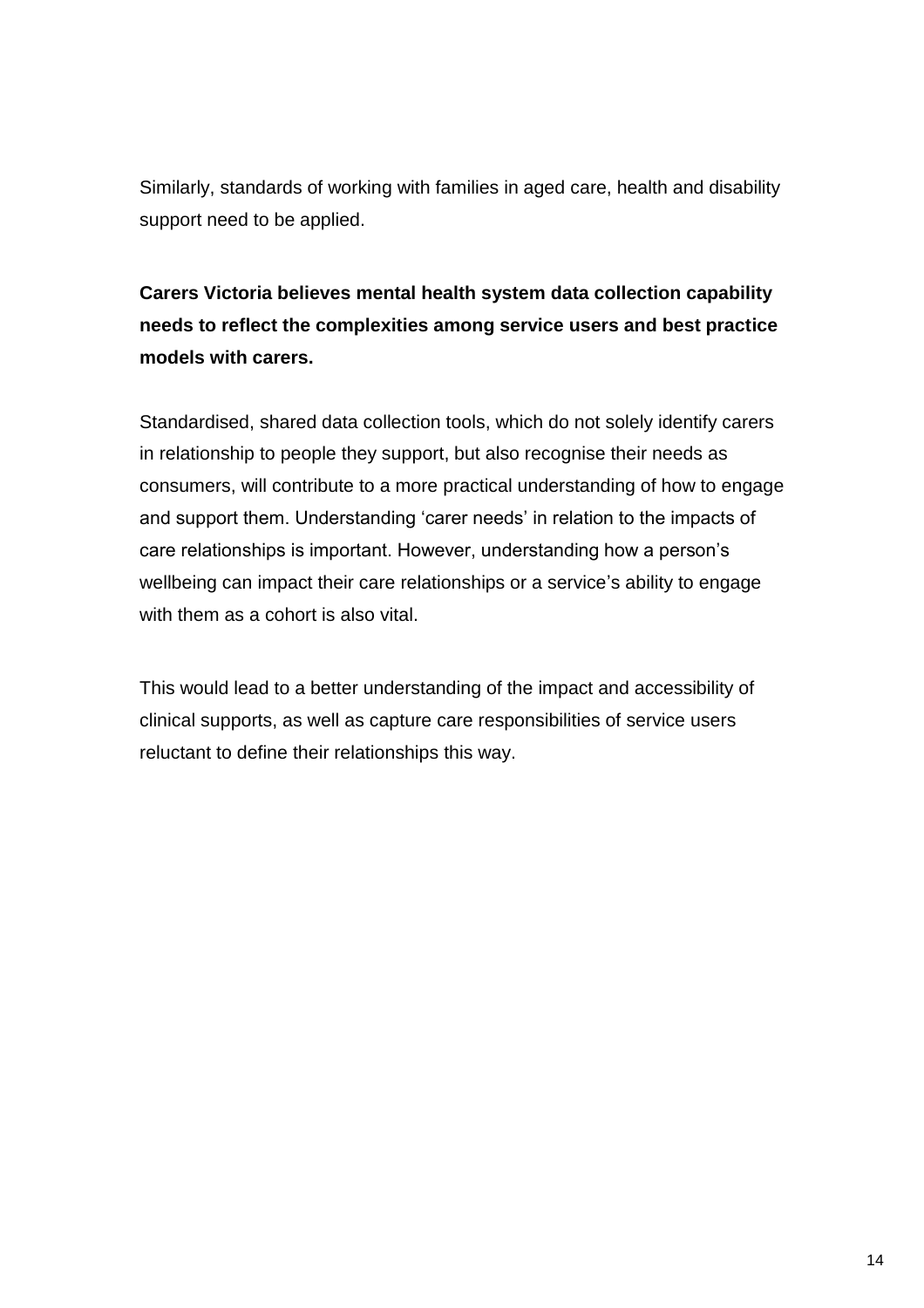Similarly, standards of working with families in aged care, health and disability support need to be applied.

**Carers Victoria believes mental health system data collection capability needs to reflect the complexities among service users and best practice models with carers.**

Standardised, shared data collection tools, which do not solely identify carers in relationship to people they support, but also recognise their needs as consumers, will contribute to a more practical understanding of how to engage and support them. Understanding 'carer needs' in relation to the impacts of care relationships is important. However, understanding how a person's wellbeing can impact their care relationships or a service's ability to engage with them as a cohort is also vital.

This would lead to a better understanding of the impact and accessibility of clinical supports, as well as capture care responsibilities of service users reluctant to define their relationships this way.